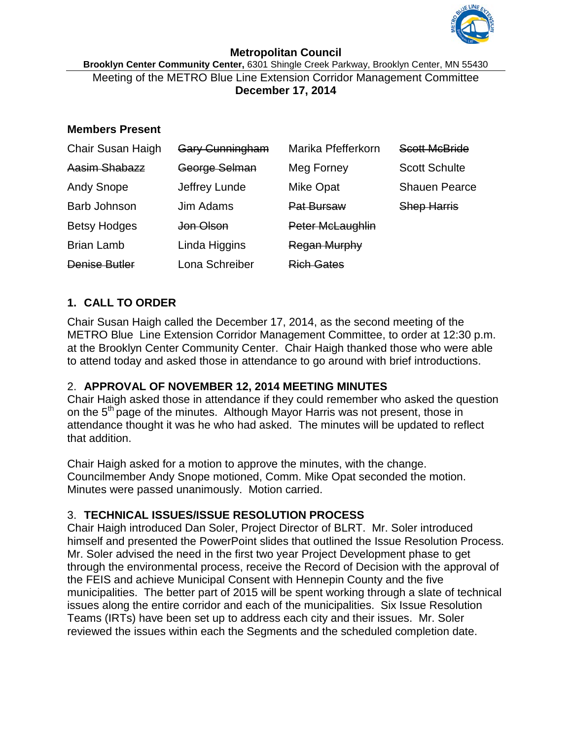**Metropolitan Council**

**Brooklyn Center Community Center,** 6301 Shingle Creek Parkway, Brooklyn Center, MN 55430

Meeting of the METRO Blue Line Extension Corridor Management Committee

**December 17, 2014**

## Members Present

| | | | |
|---|---|---|---|
| Chair Susan Haigh | ~~Gary Cunningham~~ | Marika Pfefferkorn | ~~Scott McBride~~ |
| ~~Aasim Shabazz~~ | ~~George Selman~~ | Meg Forney | Scott Schulte |
| Andy Snope | Jeffrey Lunde | Mike Opat | Shauen Pearce |
| Barb Johnson | Jim Adams | ~~Pat Bursaw~~ | ~~Shep Harris~~ |
| Betsy Hodges | ~~Jon Olson~~ | ~~Peter McLaughlin~~ | |
| Brian Lamb | Linda Higgins | ~~Regan Murphy~~ | |
| ~~Denise Butler~~ | Lona Schreiber | ~~Rich Gates~~ | |

## 1. CALL TO ORDER

Chair Susan Haigh called the December 17, 2014, as the second meeting of the METRO Blue Line Extension Corridor Management Committee, to order at 12:30 p.m. at the Brooklyn Center Community Center. Chair Haigh thanked those who were able to attend today and asked those in attendance to go around with brief introductions.

## 2. APPROVAL OF NOVEMBER 12, 2014 MEETING MINUTES

Chair Haigh asked those in attendance if they could remember who asked the question on the 5th page of the minutes. Although Mayor Harris was not present, those in attendance thought it was he who had asked. The minutes will be updated to reflect that addition.

Chair Haigh asked for a motion to approve the minutes, with the change. Councilmember Andy Snope motioned, Comm. Mike Opat seconded the motion. Minutes were passed unanimously. Motion carried.

## 3. TECHNICAL ISSUES/ISSUE RESOLUTION PROCESS

Chair Haigh introduced Dan Soler, Project Director of BLRT. Mr. Soler introduced himself and presented the PowerPoint slides that outlined the Issue Resolution Process. Mr. Soler advised the need in the first two year Project Development phase to get through the environmental process, receive the Record of Decision with the approval of the FEIS and achieve Municipal Consent with Hennepin County and the five municipalities. The better part of 2015 will be spent working through a slate of technical issues along the entire corridor and each of the municipalities. Six Issue Resolution Teams (IRTs) have been set up to address each city and their issues. Mr. Soler reviewed the issues within each the Segments and the scheduled completion date.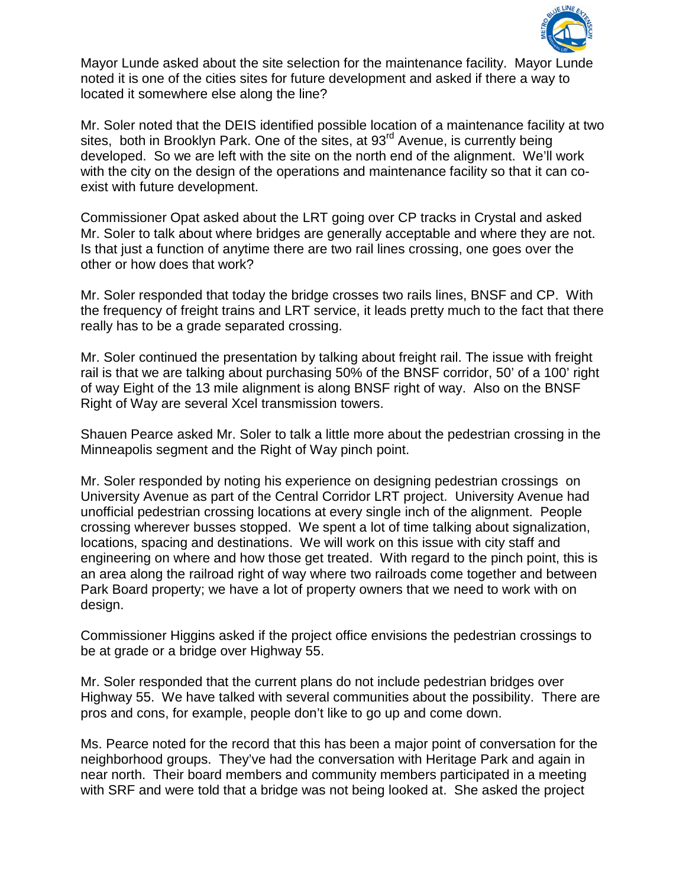Mayor Lunde asked about the site selection for the maintenance facility. Mayor Lunde noted it is one of the cities sites for future development and asked if there a way to located it somewhere else along the line?

Mr. Soler noted that the DEIS identified possible location of a maintenance facility at two sites, both in Brooklyn Park. One of the sites, at 93rd Avenue, is currently being developed. So we are left with the site on the north end of the alignment. We'll work with the city on the design of the operations and maintenance facility so that it can co-exist with future development.

Commissioner Opat asked about the LRT going over CP tracks in Crystal and asked Mr. Soler to talk about where bridges are generally acceptable and where they are not. Is that just a function of anytime there are two rail lines crossing, one goes over the other or how does that work?

Mr. Soler responded that today the bridge crosses two rails lines, BNSF and CP. With the frequency of freight trains and LRT service, it leads pretty much to the fact that there really has to be a grade separated crossing.

Mr. Soler continued the presentation by talking about freight rail. The issue with freight rail is that we are talking about purchasing 50% of the BNSF corridor, 50' of a 100' right of way Eight of the 13 mile alignment is along BNSF right of way. Also on the BNSF Right of Way are several Xcel transmission towers.

Shauen Pearce asked Mr. Soler to talk a little more about the pedestrian crossing in the Minneapolis segment and the Right of Way pinch point.

Mr. Soler responded by noting his experience on designing pedestrian crossings on University Avenue as part of the Central Corridor LRT project. University Avenue had unofficial pedestrian crossing locations at every single inch of the alignment. People crossing wherever busses stopped. We spent a lot of time talking about signalization, locations, spacing and destinations. We will work on this issue with city staff and engineering on where and how those get treated. With regard to the pinch point, this is an area along the railroad right of way where two railroads come together and between Park Board property; we have a lot of property owners that we need to work with on design.

Commissioner Higgins asked if the project office envisions the pedestrian crossings to be at grade or a bridge over Highway 55.

Mr. Soler responded that the current plans do not include pedestrian bridges over Highway 55. We have talked with several communities about the possibility. There are pros and cons, for example, people don't like to go up and come down.

Ms. Pearce noted for the record that this has been a major point of conversation for the neighborhood groups. They've had the conversation with Heritage Park and again in near north. Their board members and community members participated in a meeting with SRF and were told that a bridge was not being looked at. She asked the project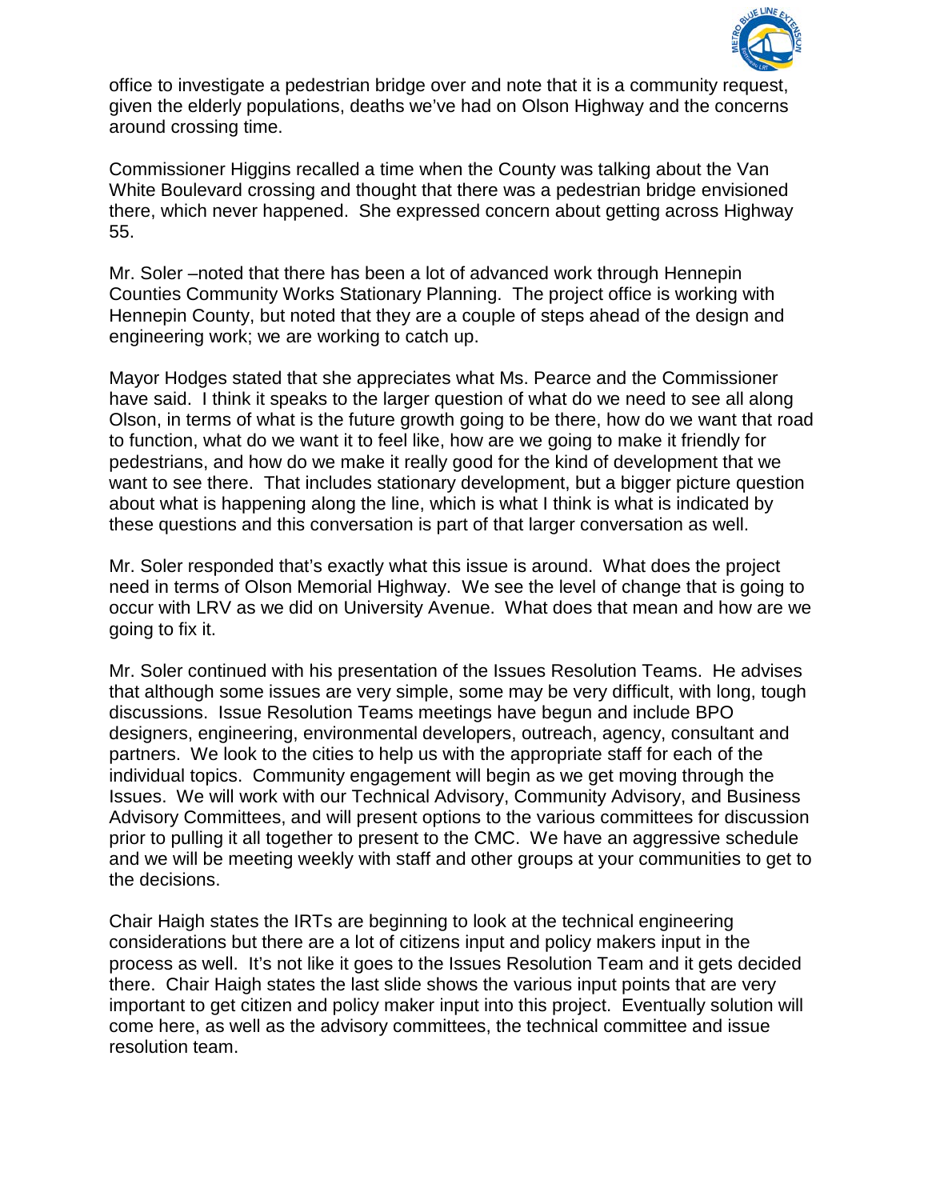office to investigate a pedestrian bridge over and note that it is a community request, given the elderly populations, deaths we've had on Olson Highway and the concerns around crossing time.

Commissioner Higgins recalled a time when the County was talking about the Van White Boulevard crossing and thought that there was a pedestrian bridge envisioned there, which never happened. She expressed concern about getting across Highway 55.

Mr. Soler –noted that there has been a lot of advanced work through Hennepin Counties Community Works Stationary Planning. The project office is working with Hennepin County, but noted that they are a couple of steps ahead of the design and engineering work; we are working to catch up.

Mayor Hodges stated that she appreciates what Ms. Pearce and the Commissioner have said. I think it speaks to the larger question of what do we need to see all along Olson, in terms of what is the future growth going to be there, how do we want that road to function, what do we want it to feel like, how are we going to make it friendly for pedestrians, and how do we make it really good for the kind of development that we want to see there. That includes stationary development, but a bigger picture question about what is happening along the line, which is what I think is what is indicated by these questions and this conversation is part of that larger conversation as well.

Mr. Soler responded that's exactly what this issue is around. What does the project need in terms of Olson Memorial Highway. We see the level of change that is going to occur with LRV as we did on University Avenue. What does that mean and how are we going to fix it.

Mr. Soler continued with his presentation of the Issues Resolution Teams. He advises that although some issues are very simple, some may be very difficult, with long, tough discussions. Issue Resolution Teams meetings have begun and include BPO designers, engineering, environmental developers, outreach, agency, consultant and partners. We look to the cities to help us with the appropriate staff for each of the individual topics. Community engagement will begin as we get moving through the Issues. We will work with our Technical Advisory, Community Advisory, and Business Advisory Committees, and will present options to the various committees for discussion prior to pulling it all together to present to the CMC. We have an aggressive schedule and we will be meeting weekly with staff and other groups at your communities to get to the decisions.

Chair Haigh states the IRTs are beginning to look at the technical engineering considerations but there are a lot of citizens input and policy makers input in the process as well. It's not like it goes to the Issues Resolution Team and it gets decided there. Chair Haigh states the last slide shows the various input points that are very important to get citizen and policy maker input into this project. Eventually solution will come here, as well as the advisory committees, the technical committee and issue resolution team.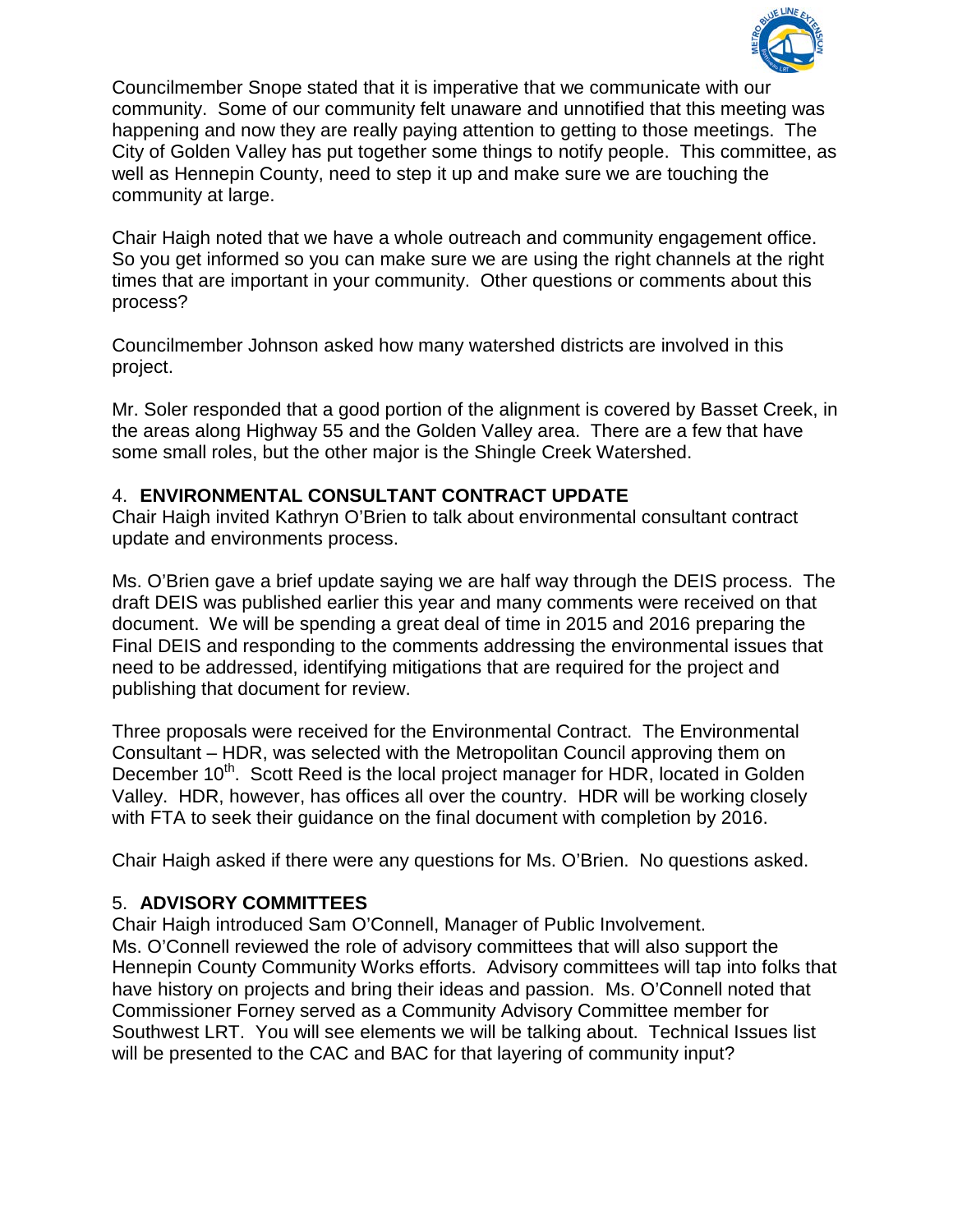Councilmember Snope stated that it is imperative that we communicate with our community. Some of our community felt unaware and unnotified that this meeting was happening and now they are really paying attention to getting to those meetings. The City of Golden Valley has put together some things to notify people. This committee, as well as Hennepin County, need to step it up and make sure we are touching the community at large.

Chair Haigh noted that we have a whole outreach and community engagement office. So you get informed so you can make sure we are using the right channels at the right times that are important in your community. Other questions or comments about this process?

Councilmember Johnson asked how many watershed districts are involved in this project.

Mr. Soler responded that a good portion of the alignment is covered by Basset Creek, in the areas along Highway 55 and the Golden Valley area. There are a few that have some small roles, but the other major is the Shingle Creek Watershed.

## 4. ENVIRONMENTAL CONSULTANT CONTRACT UPDATE

Chair Haigh invited Kathryn O'Brien to talk about environmental consultant contract update and environments process.

Ms. O'Brien gave a brief update saying we are half way through the DEIS process. The draft DEIS was published earlier this year and many comments were received on that document. We will be spending a great deal of time in 2015 and 2016 preparing the Final DEIS and responding to the comments addressing the environmental issues that need to be addressed, identifying mitigations that are required for the project and publishing that document for review.

Three proposals were received for the Environmental Contract. The Environmental Consultant – HDR, was selected with the Metropolitan Council approving them on December 10th. Scott Reed is the local project manager for HDR, located in Golden Valley. HDR, however, has offices all over the country. HDR will be working closely with FTA to seek their guidance on the final document with completion by 2016.

Chair Haigh asked if there were any questions for Ms. O'Brien. No questions asked.

## 5. ADVISORY COMMITTEES

Chair Haigh introduced Sam O'Connell, Manager of Public Involvement.
Ms. O'Connell reviewed the role of advisory committees that will also support the Hennepin County Community Works efforts. Advisory committees will tap into folks that have history on projects and bring their ideas and passion. Ms. O'Connell noted that Commissioner Forney served as a Community Advisory Committee member for Southwest LRT. You will see elements we will be talking about. Technical Issues list will be presented to the CAC and BAC for that layering of community input?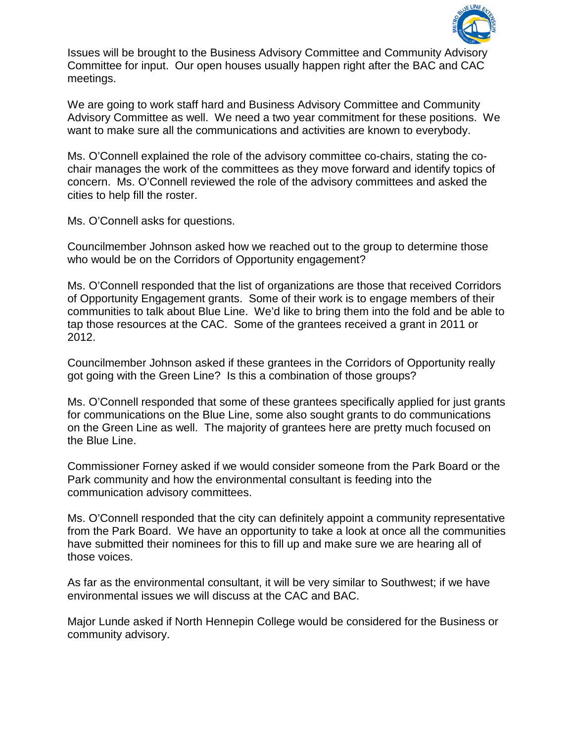Issues will be brought to the Business Advisory Committee and Community Advisory Committee for input. Our open houses usually happen right after the BAC and CAC meetings.

We are going to work staff hard and Business Advisory Committee and Community Advisory Committee as well. We need a two year commitment for these positions. We want to make sure all the communications and activities are known to everybody.

Ms. O'Connell explained the role of the advisory committee co-chairs, stating the co-chair manages the work of the committees as they move forward and identify topics of concern. Ms. O'Connell reviewed the role of the advisory committees and asked the cities to help fill the roster.

Ms. O'Connell asks for questions.

Councilmember Johnson asked how we reached out to the group to determine those who would be on the Corridors of Opportunity engagement?

Ms. O'Connell responded that the list of organizations are those that received Corridors of Opportunity Engagement grants. Some of their work is to engage members of their communities to talk about Blue Line. We'd like to bring them into the fold and be able to tap those resources at the CAC. Some of the grantees received a grant in 2011 or 2012.

Councilmember Johnson asked if these grantees in the Corridors of Opportunity really got going with the Green Line? Is this a combination of those groups?

Ms. O'Connell responded that some of these grantees specifically applied for just grants for communications on the Blue Line, some also sought grants to do communications on the Green Line as well. The majority of grantees here are pretty much focused on the Blue Line.

Commissioner Forney asked if we would consider someone from the Park Board or the Park community and how the environmental consultant is feeding into the communication advisory committees.

Ms. O'Connell responded that the city can definitely appoint a community representative from the Park Board. We have an opportunity to take a look at once all the communities have submitted their nominees for this to fill up and make sure we are hearing all of those voices.

As far as the environmental consultant, it will be very similar to Southwest; if we have environmental issues we will discuss at the CAC and BAC.

Major Lunde asked if North Hennepin College would be considered for the Business or community advisory.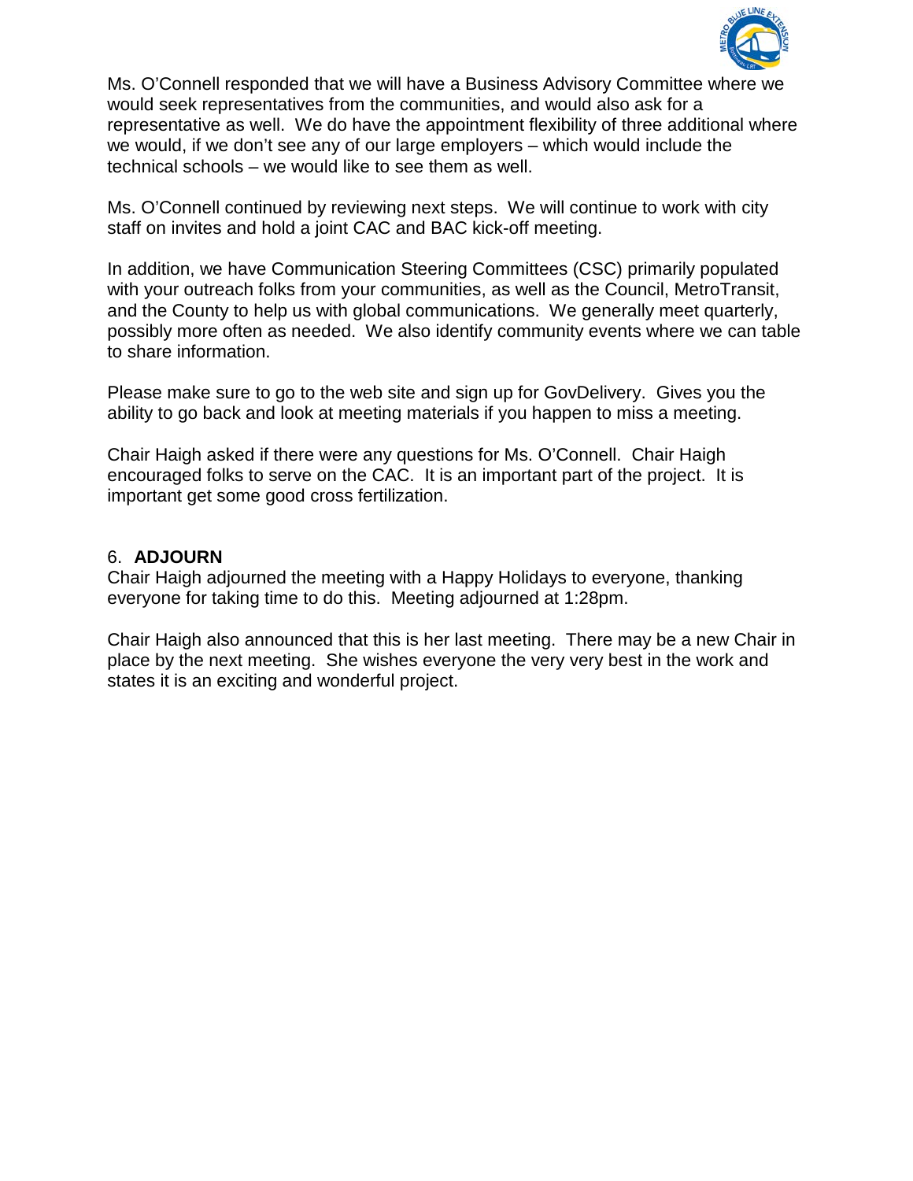Ms. O'Connell responded that we will have a Business Advisory Committee where we would seek representatives from the communities, and would also ask for a representative as well. We do have the appointment flexibility of three additional where we would, if we don't see any of our large employers – which would include the technical schools – we would like to see them as well.

Ms. O'Connell continued by reviewing next steps. We will continue to work with city staff on invites and hold a joint CAC and BAC kick-off meeting.

In addition, we have Communication Steering Committees (CSC) primarily populated with your outreach folks from your communities, as well as the Council, MetroTransit, and the County to help us with global communications. We generally meet quarterly, possibly more often as needed. We also identify community events where we can table to share information.

Please make sure to go to the web site and sign up for GovDelivery. Gives you the ability to go back and look at meeting materials if you happen to miss a meeting.

Chair Haigh asked if there were any questions for Ms. O'Connell. Chair Haigh encouraged folks to serve on the CAC. It is an important part of the project. It is important get some good cross fertilization.

## 6. **ADJOURN**

Chair Haigh adjourned the meeting with a Happy Holidays to everyone, thanking everyone for taking time to do this. Meeting adjourned at 1:28pm.

Chair Haigh also announced that this is her last meeting. There may be a new Chair in place by the next meeting. She wishes everyone the very very best in the work and states it is an exciting and wonderful project.